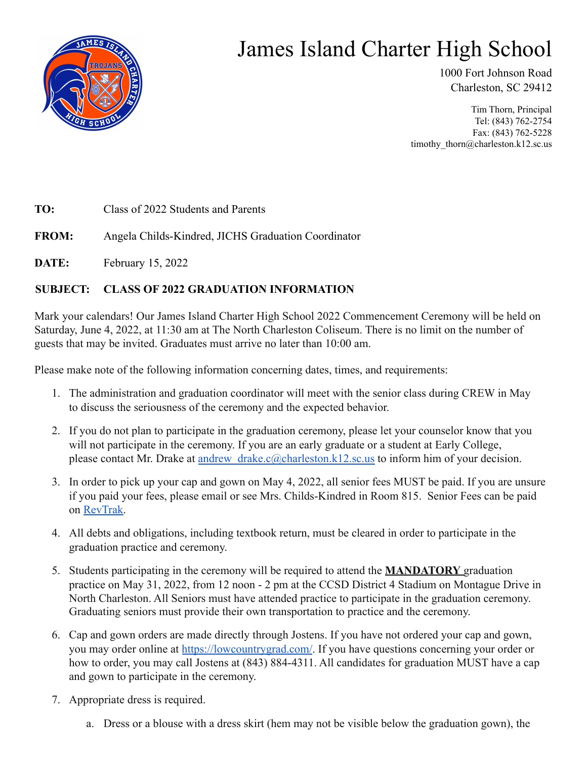# James Island Charter High School

1000 Fort Johnson Road
Charleston, SC 29412

Tim Thorn, Principal
Tel: (843) 762-2754
Fax: (843) 762-5228
timothy_thorn@charleston.k12.sc.us

**TO:** Class of 2022 Students and Parents

**FROM:** Angela Childs-Kindred, JICHS Graduation Coordinator

**DATE:** February 15, 2022

**SUBJECT: CLASS OF 2022 GRADUATION INFORMATION**

Mark your calendars! Our James Island Charter High School 2022 Commencement Ceremony will be held on Saturday, June 4, 2022, at 11:30 am at The North Charleston Coliseum. There is no limit on the number of guests that may be invited. Graduates must arrive no later than 10:00 am.

Please make note of the following information concerning dates, times, and requirements:

1. The administration and graduation coordinator will meet with the senior class during CREW in May to discuss the seriousness of the ceremony and the expected behavior.
2. If you do not plan to participate in the graduation ceremony, please let your counselor know that you will not participate in the ceremony. If you are an early graduate or a student at Early College, please contact Mr. Drake at andrew_drake.c@charleston.k12.sc.us to inform him of your decision.
3. In order to pick up your cap and gown on May 4, 2022, all senior fees MUST be paid. If you are unsure if you paid your fees, please email or see Mrs. Childs-Kindred in Room 815. Senior Fees can be paid on RevTrak.
4. All debts and obligations, including textbook return, must be cleared in order to participate in the graduation practice and ceremony.
5. Students participating in the ceremony will be required to attend the **MANDATORY** graduation practice on May 31, 2022, from 12 noon - 2 pm at the CCSD District 4 Stadium on Montague Drive in North Charleston. All Seniors must have attended practice to participate in the graduation ceremony. Graduating seniors must provide their own transportation to practice and the ceremony.
6. Cap and gown orders are made directly through Jostens. If you have not ordered your cap and gown, you may order online at https://lowcountrygrad.com/. If you have questions concerning your order or how to order, you may call Jostens at (843) 884-4311. All candidates for graduation MUST have a cap and gown to participate in the ceremony.
7. Appropriate dress is required.
   a. Dress or a blouse with a dress skirt (hem may not be visible below the graduation gown), the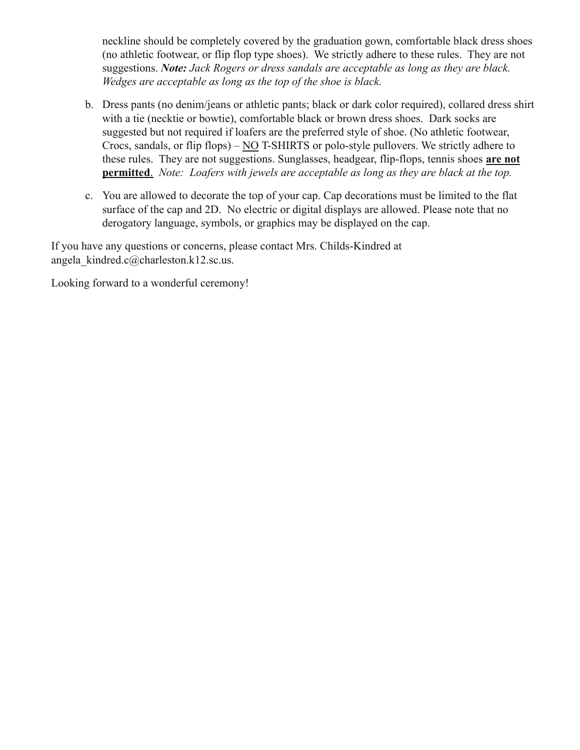neckline should be completely covered by the graduation gown, comfortable black dress shoes (no athletic footwear, or flip flop type shoes). We strictly adhere to these rules. They are not suggestions. ***Note:*** *Jack Rogers or dress sandals are acceptable as long as they are black. Wedges are acceptable as long as the top of the shoe is black.*

b. Dress pants (no denim/jeans or athletic pants; black or dark color required), collared dress shirt with a tie (necktie or bowtie), comfortable black or brown dress shoes. Dark socks are suggested but not required if loafers are the preferred style of shoe. (No athletic footwear, Crocs, sandals, or flip flops) – <u>NO</u> T-SHIRTS or polo-style pullovers. We strictly adhere to these rules. They are not suggestions. Sunglasses, headgear, flip-flops, tennis shoes <u>**are not permitted**</u>. *Note: Loafers with jewels are acceptable as long as they are black at the top.*

c. You are allowed to decorate the top of your cap. Cap decorations must be limited to the flat surface of the cap and 2D. No electric or digital displays are allowed. Please note that no derogatory language, symbols, or graphics may be displayed on the cap.

If you have any questions or concerns, please contact Mrs. Childs-Kindred at angela_kindred.c@charleston.k12.sc.us.

Looking forward to a wonderful ceremony!